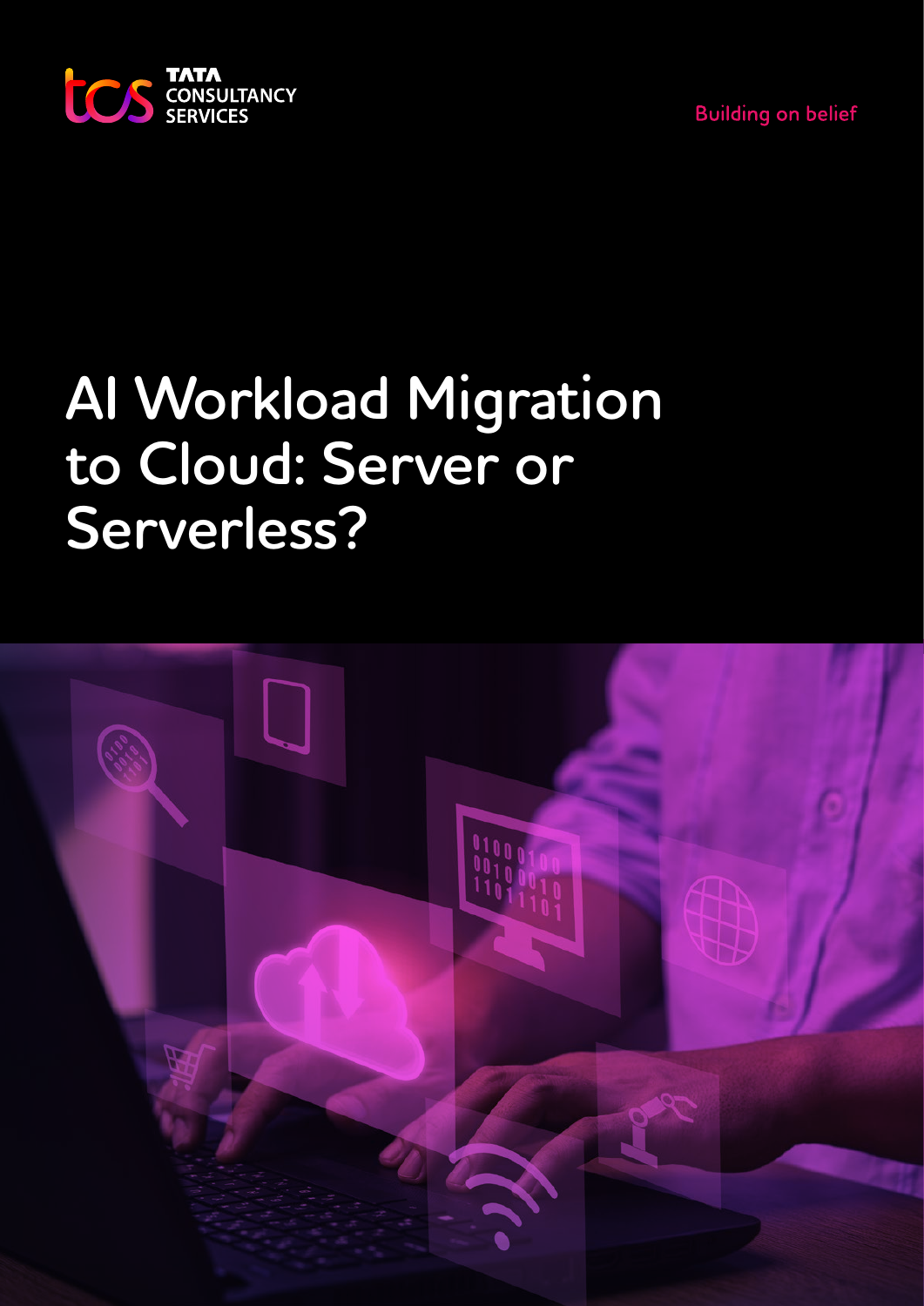TATA CONSULTANCY SERVICES

Building on belief

# AI Workload Migration to Cloud: Server or Serverless?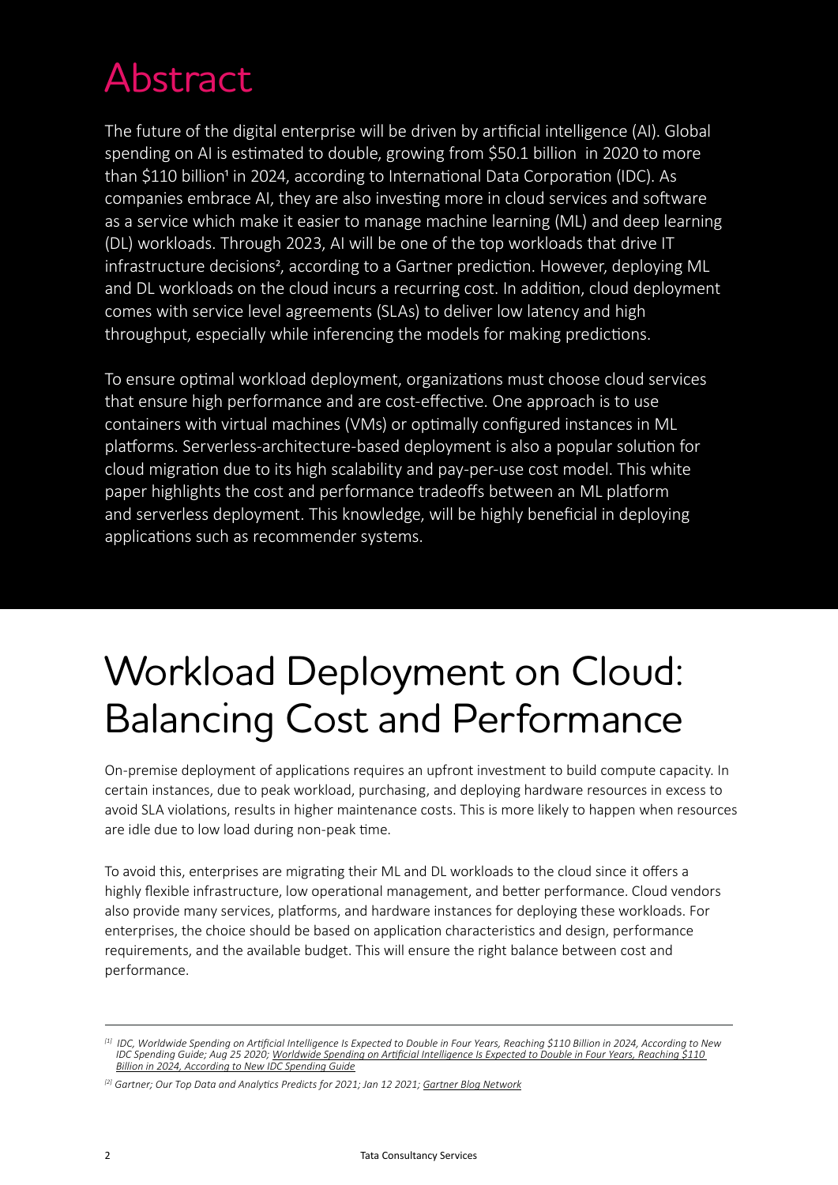# Abstract

The future of the digital enterprise will be driven by artificial intelligence (AI). Global spending on AI is estimated to double, growing from $50.1 billion in 2020 to more than $110 billion[1] in 2024, according to International Data Corporation (IDC). As companies embrace AI, they are also investing more in cloud services and software as a service which make it easier to manage machine learning (ML) and deep learning (DL) workloads. Through 2023, AI will be one of the top workloads that drive IT infrastructure decisions[2], according to a Gartner prediction. However, deploying ML and DL workloads on the cloud incurs a recurring cost. In addition, cloud deployment comes with service level agreements (SLAs) to deliver low latency and high throughput, especially while inferencing the models for making predictions.

To ensure optimal workload deployment, organizations must choose cloud services that ensure high performance and are cost-effective. One approach is to use containers with virtual machines (VMs) or optimally configured instances in ML platforms. Serverless-architecture-based deployment is also a popular solution for cloud migration due to its high scalability and pay-per-use cost model. This white paper highlights the cost and performance tradeoffs between an ML platform and serverless deployment. This knowledge, will be highly beneficial in deploying applications such as recommender systems.

# Workload Deployment on Cloud: Balancing Cost and Performance

On-premise deployment of applications requires an upfront investment to build compute capacity. In certain instances, due to peak workload, purchasing, and deploying hardware resources in excess to avoid SLA violations, results in higher maintenance costs. This is more likely to happen when resources are idle due to low load during non-peak time.

To avoid this, enterprises are migrating their ML and DL workloads to the cloud since it offers a highly flexible infrastructure, low operational management, and better performance. Cloud vendors also provide many services, platforms, and hardware instances for deploying these workloads. For enterprises, the choice should be based on application characteristics and design, performance requirements, and the available budget. This will ensure the right balance between cost and performance.

---

*[1] IDC, Worldwide Spending on Artificial Intelligence Is Expected to Double in Four Years, Reaching $110 Billion in 2024, According to New IDC Spending Guide; Aug 25 2020; Worldwide Spending on Artificial Intelligence Is Expected to Double in Four Years, Reaching $110 Billion in 2024, According to New IDC Spending Guide*

*[2] Gartner; Our Top Data and Analytics Predicts for 2021; Jan 12 2021; Gartner Blog Network*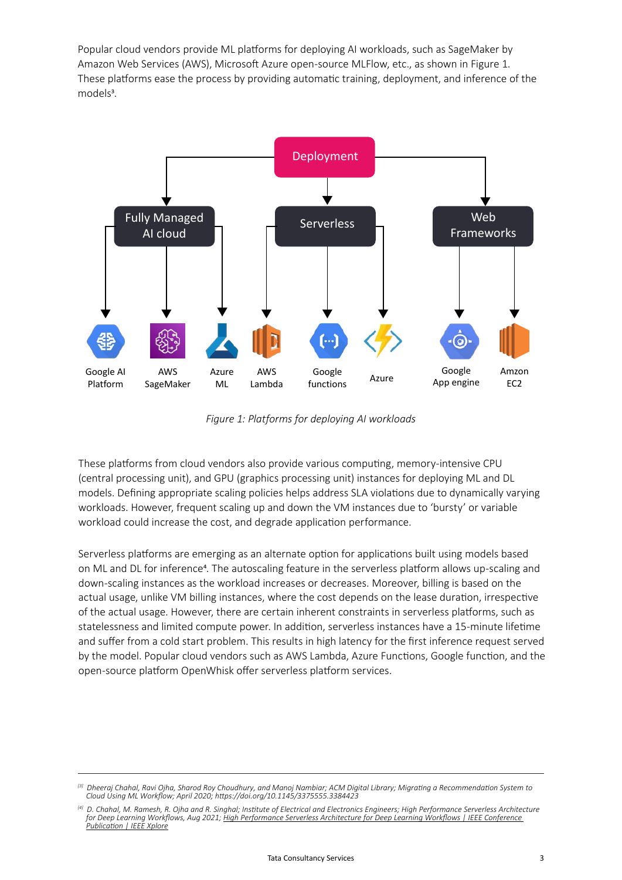Popular cloud vendors provide ML platforms for deploying AI workloads, such as SageMaker by Amazon Web Services (AWS), Microsoft Azure open-source MLFlow, etc., as shown in Figure 1. These platforms ease the process by providing automatic training, deployment, and inference of the models[3].

*Figure 1: Platforms for deploying AI workloads*

These platforms from cloud vendors also provide various computing, memory-intensive CPU (central processing unit), and GPU (graphics processing unit) instances for deploying ML and DL models. Defining appropriate scaling policies helps address SLA violations due to dynamically varying workloads. However, frequent scaling up and down the VM instances due to 'bursty' or variable workload could increase the cost, and degrade application performance.

Serverless platforms are emerging as an alternate option for applications built using models based on ML and DL for inference[4]. The autoscaling feature in the serverless platform allows up-scaling and down-scaling instances as the workload increases or decreases. Moreover, billing is based on the actual usage, unlike VM billing instances, where the cost depends on the lease duration, irrespective of the actual usage. However, there are certain inherent constraints in serverless platforms, such as statelessness and limited compute power. In addition, serverless instances have a 15-minute lifetime and suffer from a cold start problem. This results in high latency for the first inference request served by the model. Popular cloud vendors such as AWS Lambda, Azure Functions, Google function, and the open-source platform OpenWhisk offer serverless platform services.

---

[3] *Dheeraj Chahal, Ravi Ojha, Sharod Roy Choudhury, and Manoj Nambiar; ACM Digital Library; Migrating a Recommendation System to Cloud Using ML Workflow; April 2020; https://doi.org/10.1145/3375555.3384423*

[4] *D. Chahal, M. Ramesh, R. Ojha and R. Singhal; Institute of Electrical and Electronics Engineers; High Performance Serverless Architecture for Deep Learning Workflows, Aug 2021; High Performance Serverless Architecture for Deep Learning Workflows | IEEE Conference Publication | IEEE Xplore*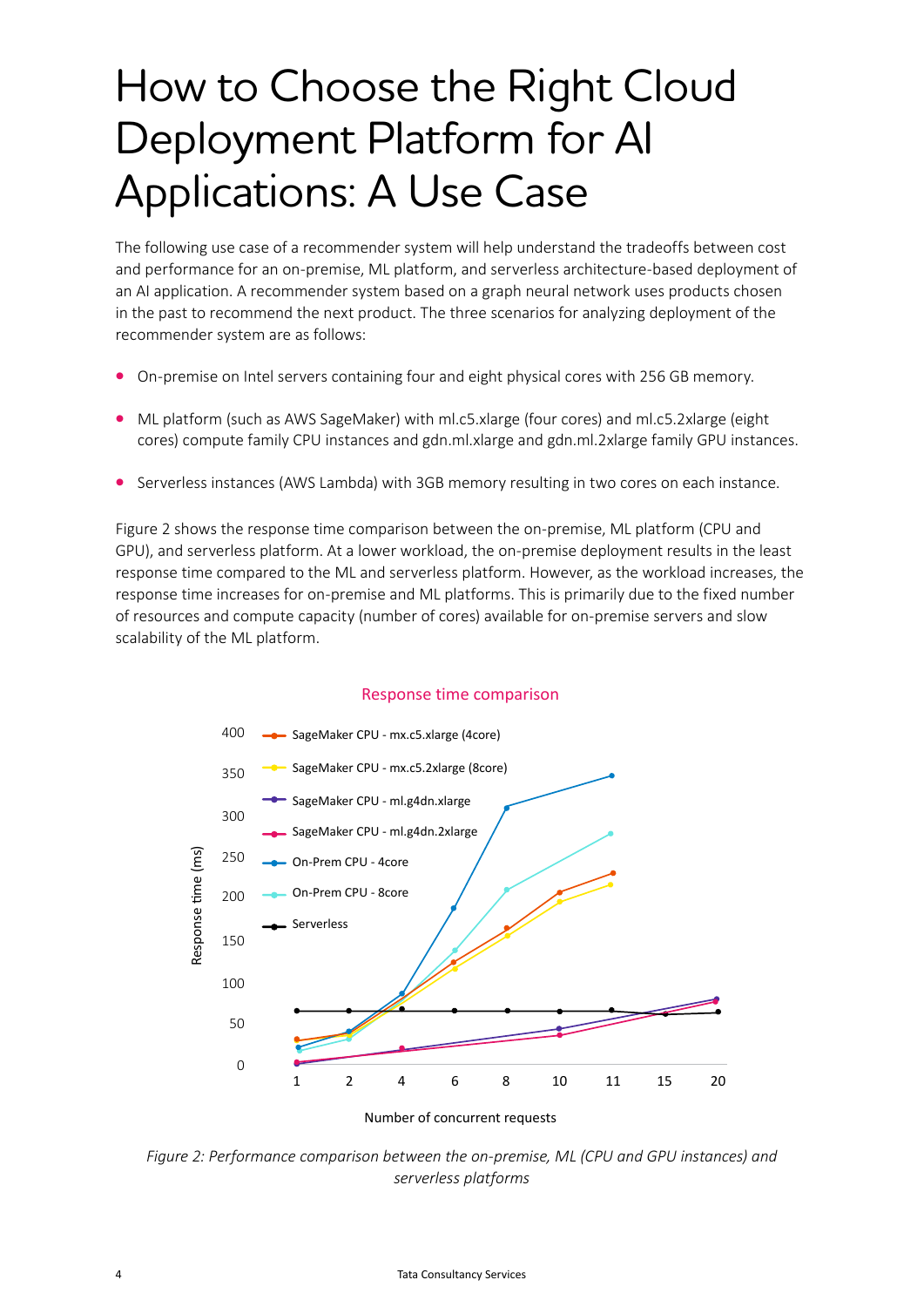# How to Choose the Right Cloud Deployment Platform for AI Applications: A Use Case

The following use case of a recommender system will help understand the tradeoffs between cost and performance for an on-premise, ML platform, and serverless architecture-based deployment of an AI application. A recommender system based on a graph neural network uses products chosen in the past to recommend the next product. The three scenarios for analyzing deployment of the recommender system are as follows:

- On-premise on Intel servers containing four and eight physical cores with 256 GB memory.
- ML platform (such as AWS SageMaker) with ml.c5.xlarge (four cores) and ml.c5.2xlarge (eight cores) compute family CPU instances and gdn.ml.xlarge and gdn.ml.2xlarge family GPU instances.
- Serverless instances (AWS Lambda) with 3GB memory resulting in two cores on each instance.

Figure 2 shows the response time comparison between the on-premise, ML platform (CPU and GPU), and serverless platform. At a lower workload, the on-premise deployment results in the least response time compared to the ML and serverless platform. However, as the workload increases, the response time increases for on-premise and ML platforms. This is primarily due to the fixed number of resources and compute capacity (number of cores) available for on-premise servers and slow scalability of the ML platform.

Response time comparison

*Figure 2: Performance comparison between the on-premise, ML (CPU and GPU instances) and serverless platforms*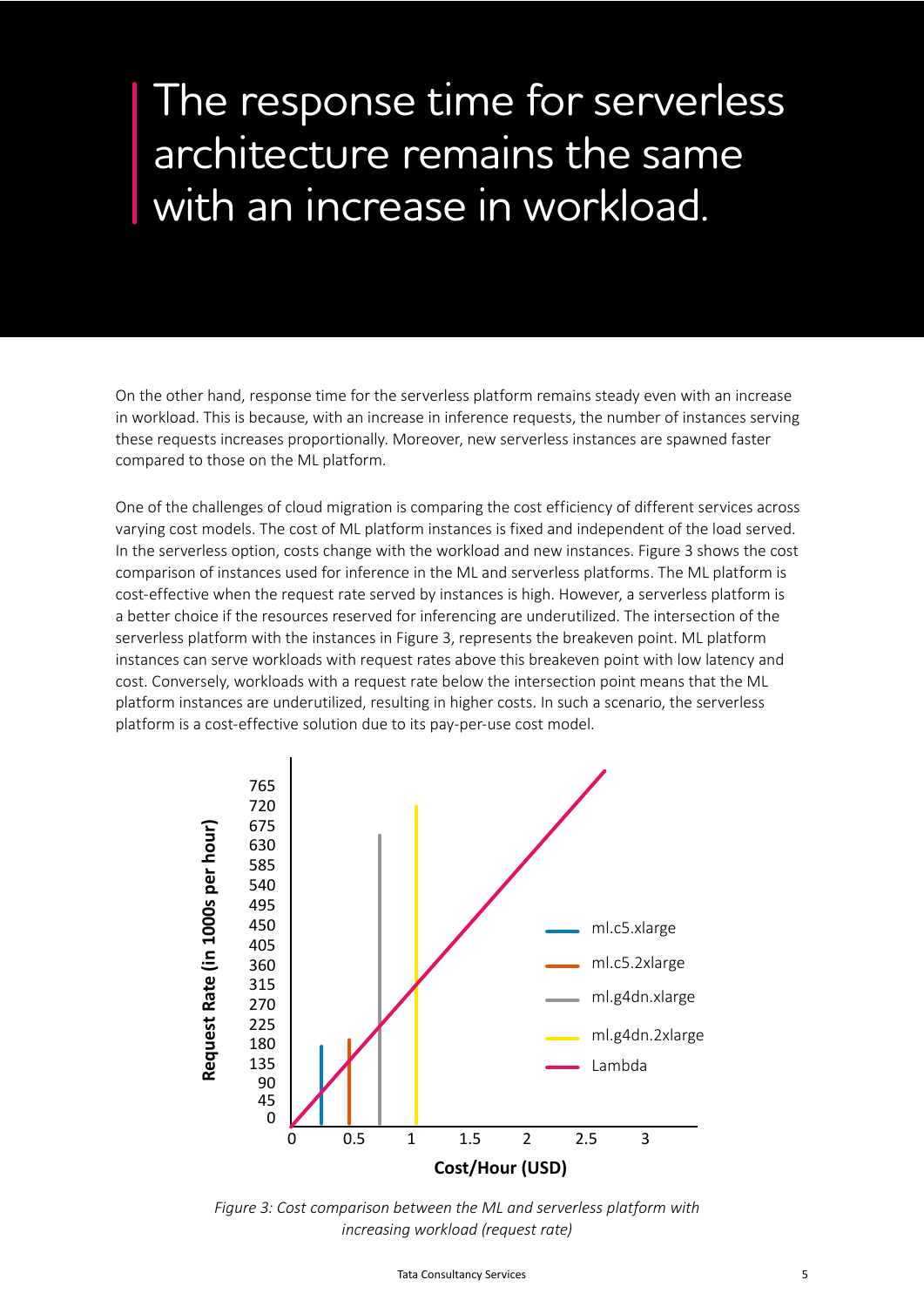> The response time for serverless architecture remains the same with an increase in workload.

On the other hand, response time for the serverless platform remains steady even with an increase in workload. This is because, with an increase in inference requests, the number of instances serving these requests increases proportionally. Moreover, new serverless instances are spawned faster compared to those on the ML platform.

One of the challenges of cloud migration is comparing the cost efficiency of different services across varying cost models. The cost of ML platform instances is fixed and independent of the load served. In the serverless option, costs change with the workload and new instances. Figure 3 shows the cost comparison of instances used for inference in the ML and serverless platforms. The ML platform is cost-effective when the request rate served by instances is high. However, a serverless platform is a better choice if the resources reserved for inferencing are underutilized. The intersection of the serverless platform with the instances in Figure 3, represents the breakeven point. ML platform instances can serve workloads with request rates above this breakeven point with low latency and cost. Conversely, workloads with a request rate below the intersection point means that the ML platform instances are underutilized, resulting in higher costs. In such a scenario, the serverless platform is a cost-effective solution due to its pay-per-use cost model.

*Figure 3: Cost comparison between the ML and serverless platform with increasing workload (request rate)*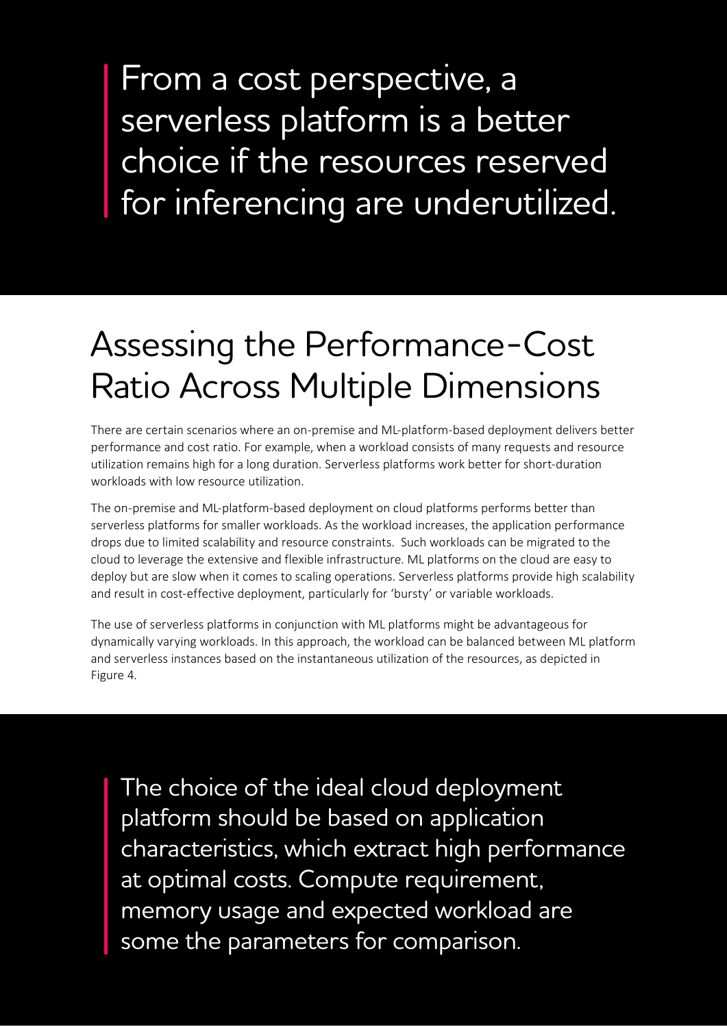> From a cost perspective, a serverless platform is a better choice if the resources reserved for inferencing are underutilized.

## Assessing the Performance-Cost Ratio Across Multiple Dimensions

There are certain scenarios where an on-premise and ML-platform-based deployment delivers better performance and cost ratio. For example, when a workload consists of many requests and resource utilization remains high for a long duration. Serverless platforms work better for short-duration workloads with low resource utilization.

The on-premise and ML-platform-based deployment on cloud platforms performs better than serverless platforms for smaller workloads. As the workload increases, the application performance drops due to limited scalability and resource constraints. Such workloads can be migrated to the cloud to leverage the extensive and flexible infrastructure. ML platforms on the cloud are easy to deploy but are slow when it comes to scaling operations. Serverless platforms provide high scalability and result in cost-effective deployment, particularly for 'bursty' or variable workloads.

The use of serverless platforms in conjunction with ML platforms might be advantageous for dynamically varying workloads. In this approach, the workload can be balanced between ML platform and serverless instances based on the instantaneous utilization of the resources, as depicted in Figure 4.

> The choice of the ideal cloud deployment platform should be based on application characteristics, which extract high performance at optimal costs. Compute requirement, memory usage and expected workload are some the parameters for comparison.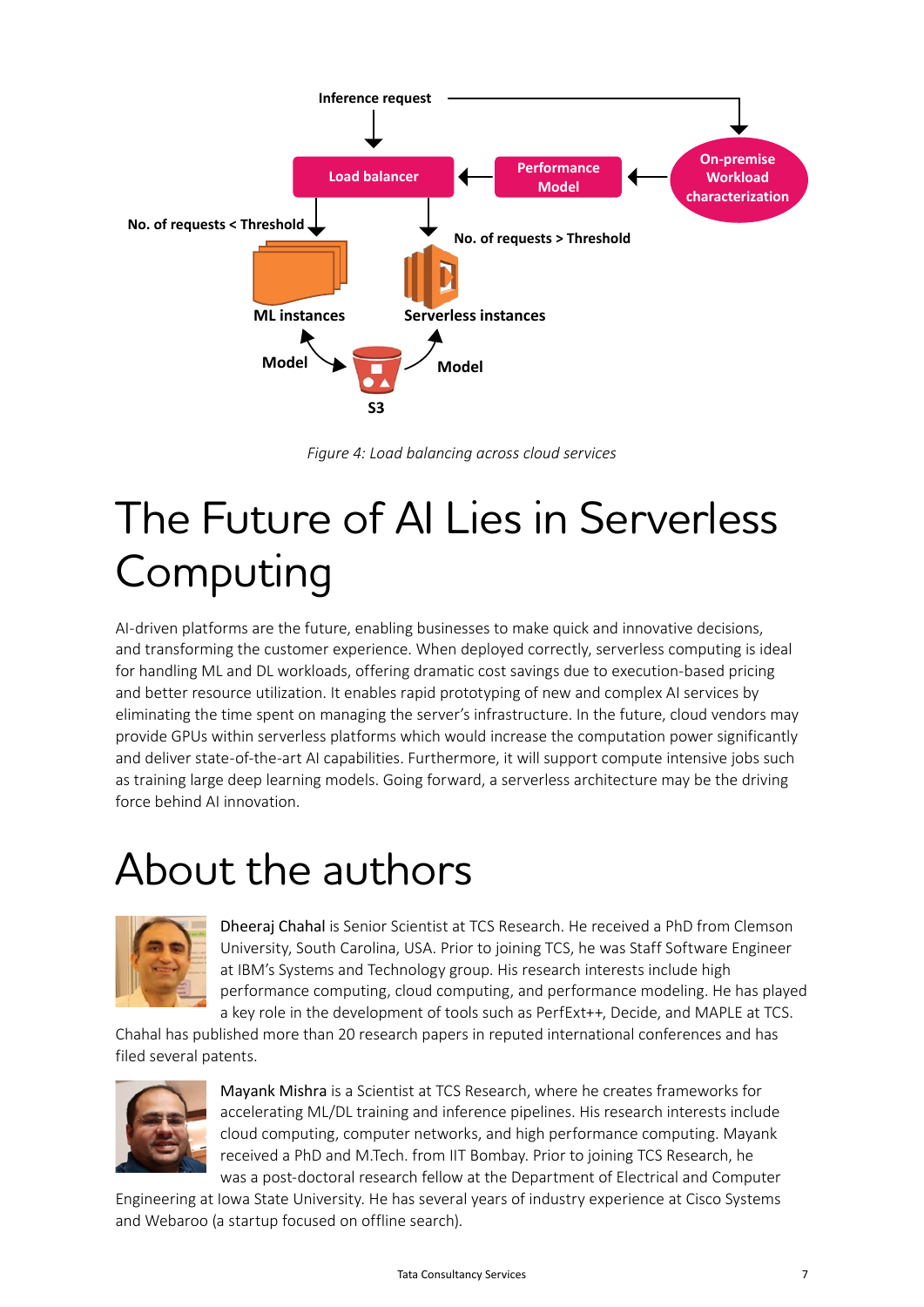*Figure 4: Load balancing across cloud services*

# The Future of AI Lies in Serverless Computing

AI-driven platforms are the future, enabling businesses to make quick and innovative decisions, and transforming the customer experience. When deployed correctly, serverless computing is ideal for handling ML and DL workloads, offering dramatic cost savings due to execution-based pricing and better resource utilization. It enables rapid prototyping of new and complex AI services by eliminating the time spent on managing the server's infrastructure. In the future, cloud vendors may provide GPUs within serverless platforms which would increase the computation power significantly and deliver state-of-the-art AI capabilities. Furthermore, it will support compute intensive jobs such as training large deep learning models. Going forward, a serverless architecture may be the driving force behind AI innovation.

# About the authors

Dheeraj Chahal is Senior Scientist at TCS Research. He received a PhD from Clemson University, South Carolina, USA. Prior to joining TCS, he was Staff Software Engineer at IBM's Systems and Technology group. His research interests include high performance computing, cloud computing, and performance modeling. He has played a key role in the development of tools such as PerfExt++, Decide, and MAPLE at TCS. Chahal has published more than 20 research papers in reputed international conferences and has filed several patents.

Mayank Mishra is a Scientist at TCS Research, where he creates frameworks for accelerating ML/DL training and inference pipelines. His research interests include cloud computing, computer networks, and high performance computing. Mayank received a PhD and M.Tech. from IIT Bombay. Prior to joining TCS Research, he was a post-doctoral research fellow at the Department of Electrical and Computer Engineering at Iowa State University. He has several years of industry experience at Cisco Systems and Webaroo (a startup focused on offline search).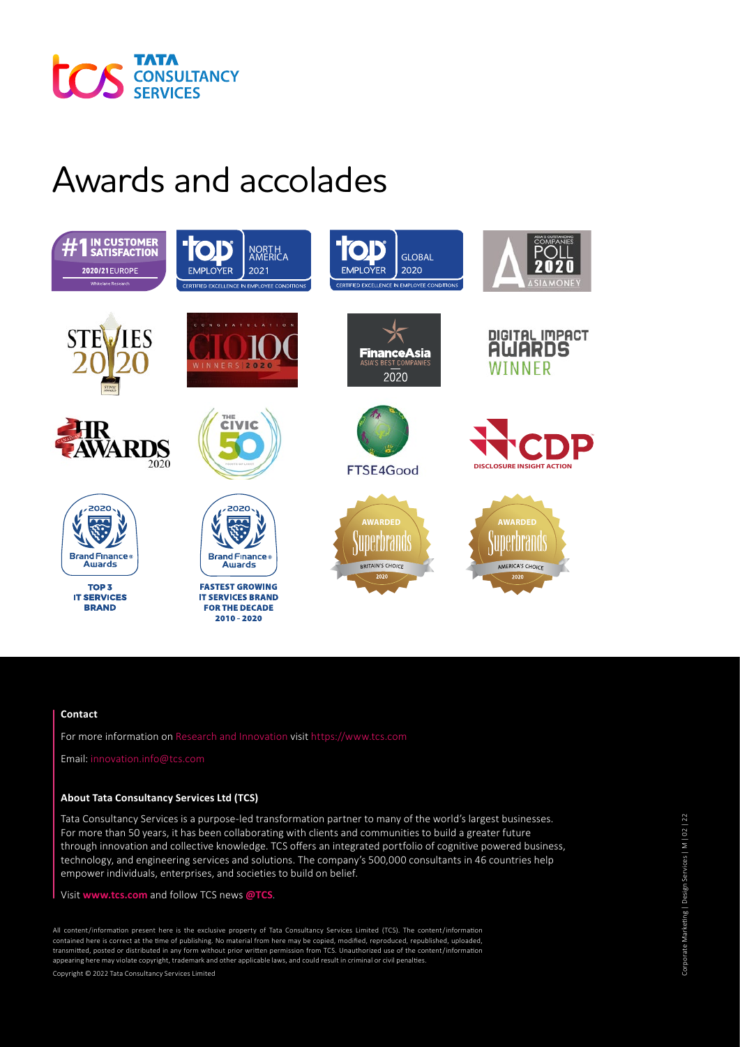# Awards and accolades

#1 IN CUSTOMER SATISFACTION 2020/21 EUROPE Whitelane Research

top EMPLOYER NORTH AMERICA 2021 CERTIFIED EXCELLENCE IN EMPLOYEE CONDITIONS

top EMPLOYER GLOBAL 2020 CERTIFIED EXCELLENCE IN EMPLOYEE CONDITIONS

ASIA'S OUTSTANDING COMPANIES POLL 2020 ASIAMONEY

STEVIES 2020

CONGRATULATIONS CIO100 WINNERS 2020

FinanceAsia ASIA'S BEST COMPANIES 2020

DIGITAL IMPACT AWARDS WINNER

HR AWARDS 2020

THE CIVIC 50

FTSE4Good

CDP DISCLOSURE INSIGHT ACTION

2020 Brand Finance Awards TOP 3 IT SERVICES BRAND

2020 Brand Finance Awards FASTEST GROWING IT SERVICES BRAND FOR THE DECADE 2010 - 2020

AWARDED Superbrands BRITAIN'S CHOICE 2020

AWARDED Superbrands AMERICA'S CHOICE 2020

**Contact**

For more information on Research and Innovation visit https://www.tcs.com

Email: innovation.info@tcs.com

**About Tata Consultancy Services Ltd (TCS)**

Tata Consultancy Services is a purpose-led transformation partner to many of the world's largest businesses. For more than 50 years, it has been collaborating with clients and communities to build a greater future through innovation and collective knowledge. TCS offers an integrated portfolio of cognitive powered business, technology, and engineering services and solutions. The company's 500,000 consultants in 46 countries help empower individuals, enterprises, and societies to build on belief.

Visit **www.tcs.com** and follow TCS news **@TCS**.

All content/information present here is the exclusive property of Tata Consultancy Services Limited (TCS). The content/information contained here is correct at the time of publishing. No material from here may be copied, modified, reproduced, republished, uploaded, transmitted, posted or distributed in any form without prior written permission from TCS. Unauthorized use of the content/information appearing here may violate copyright, trademark and other applicable laws, and could result in criminal or civil penalties.

Copyright © 2022 Tata Consultancy Services Limited

Corporate Marketing | Design Services | M | 02 | 22